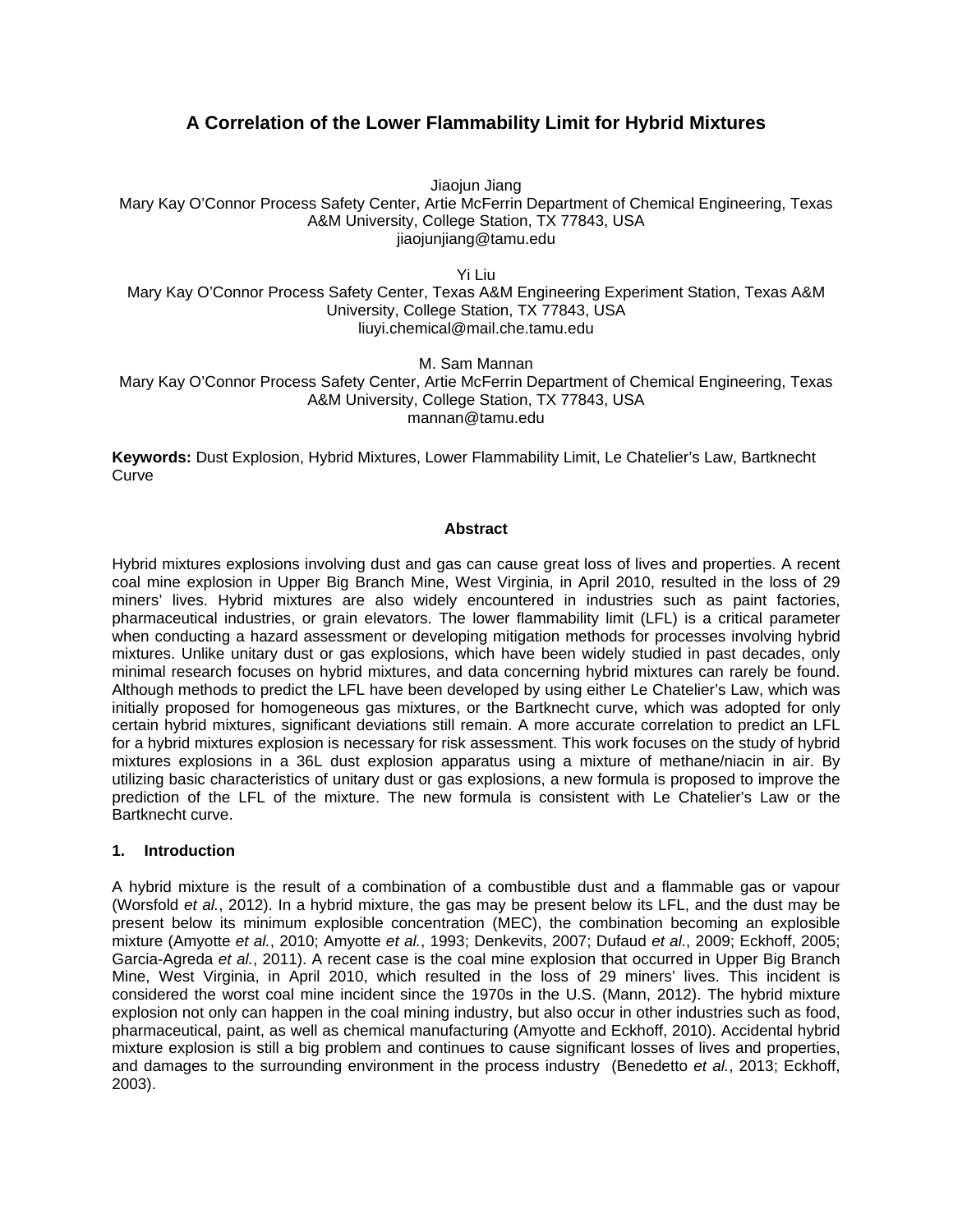# A Correlation of the Lower Flammability Limit for Hybrid Mixtures

Jiaojun Jiang
Mary Kay O'Connor Process Safety Center, Artie McFerrin Department of Chemical Engineering, Texas A&M University, College Station, TX 77843, USA
jiaojunjiang@tamu.edu

Yi Liu
Mary Kay O'Connor Process Safety Center, Texas A&M Engineering Experiment Station, Texas A&M University, College Station, TX 77843, USA
liuyi.chemical@mail.che.tamu.edu

M. Sam Mannan
Mary Kay O'Connor Process Safety Center, Artie McFerrin Department of Chemical Engineering, Texas A&M University, College Station, TX 77843, USA
mannan@tamu.edu

**Keywords:** Dust Explosion, Hybrid Mixtures, Lower Flammability Limit, Le Chatelier's Law, Bartknecht Curve

### Abstract

Hybrid mixtures explosions involving dust and gas can cause great loss of lives and properties. A recent coal mine explosion in Upper Big Branch Mine, West Virginia, in April 2010, resulted in the loss of 29 miners' lives. Hybrid mixtures are also widely encountered in industries such as paint factories, pharmaceutical industries, or grain elevators. The lower flammability limit (LFL) is a critical parameter when conducting a hazard assessment or developing mitigation methods for processes involving hybrid mixtures. Unlike unitary dust or gas explosions, which have been widely studied in past decades, only minimal research focuses on hybrid mixtures, and data concerning hybrid mixtures can rarely be found. Although methods to predict the LFL have been developed by using either Le Chatelier's Law, which was initially proposed for homogeneous gas mixtures, or the Bartknecht curve, which was adopted for only certain hybrid mixtures, significant deviations still remain. A more accurate correlation to predict an LFL for a hybrid mixtures explosion is necessary for risk assessment. This work focuses on the study of hybrid mixtures explosions in a 36L dust explosion apparatus using a mixture of methane/niacin in air. By utilizing basic characteristics of unitary dust or gas explosions, a new formula is proposed to improve the prediction of the LFL of the mixture. The new formula is consistent with Le Chatelier's Law or the Bartknecht curve.

## 1. Introduction

A hybrid mixture is the result of a combination of a combustible dust and a flammable gas or vapour (Worsfold *et al.*, 2012). In a hybrid mixture, the gas may be present below its LFL, and the dust may be present below its minimum explosible concentration (MEC), the combination becoming an explosible mixture (Amyotte *et al.*, 2010; Amyotte *et al.*, 1993; Denkevits, 2007; Dufaud *et al.*, 2009; Eckhoff, 2005; Garcia-Agreda *et al.*, 2011). A recent case is the coal mine explosion that occurred in Upper Big Branch Mine, West Virginia, in April 2010, which resulted in the loss of 29 miners' lives. This incident is considered the worst coal mine incident since the 1970s in the U.S. (Mann, 2012). The hybrid mixture explosion not only can happen in the coal mining industry, but also occur in other industries such as food, pharmaceutical, paint, as well as chemical manufacturing (Amyotte and Eckhoff, 2010). Accidental hybrid mixture explosion is still a big problem and continues to cause significant losses of lives and properties, and damages to the surrounding environment in the process industry (Benedetto *et al.*, 2013; Eckhoff, 2003).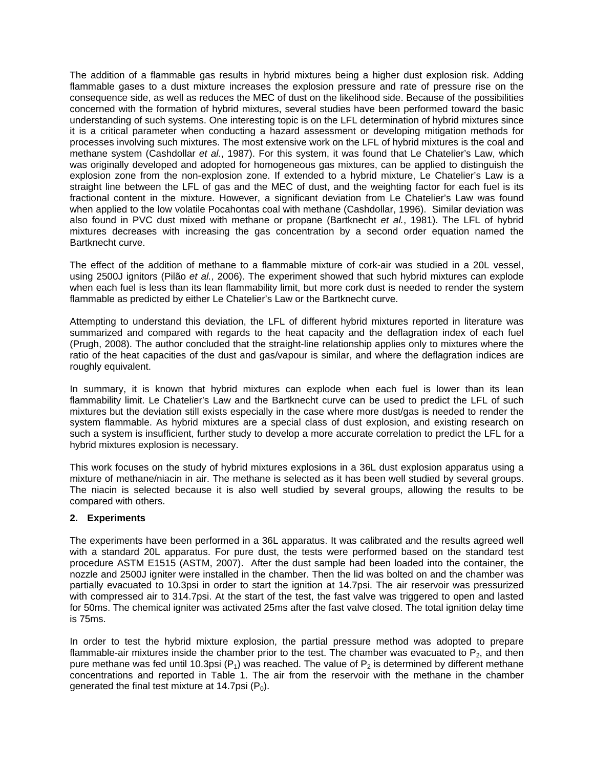The addition of a flammable gas results in hybrid mixtures being a higher dust explosion risk. Adding flammable gases to a dust mixture increases the explosion pressure and rate of pressure rise on the consequence side, as well as reduces the MEC of dust on the likelihood side. Because of the possibilities concerned with the formation of hybrid mixtures, several studies have been performed toward the basic understanding of such systems. One interesting topic is on the LFL determination of hybrid mixtures since it is a critical parameter when conducting a hazard assessment or developing mitigation methods for processes involving such mixtures. The most extensive work on the LFL of hybrid mixtures is the coal and methane system (Cashdollar *et al.*, 1987). For this system, it was found that Le Chatelier's Law, which was originally developed and adopted for homogeneous gas mixtures, can be applied to distinguish the explosion zone from the non-explosion zone. If extended to a hybrid mixture, Le Chatelier's Law is a straight line between the LFL of gas and the MEC of dust, and the weighting factor for each fuel is its fractional content in the mixture. However, a significant deviation from Le Chatelier's Law was found when applied to the low volatile Pocahontas coal with methane (Cashdollar, 1996). Similar deviation was also found in PVC dust mixed with methane or propane (Bartknecht *et al.*, 1981). The LFL of hybrid mixtures decreases with increasing the gas concentration by a second order equation named the Bartknecht curve.

The effect of the addition of methane to a flammable mixture of cork-air was studied in a 20L vessel, using 2500J ignitors (Pilão *et al.*, 2006). The experiment showed that such hybrid mixtures can explode when each fuel is less than its lean flammability limit, but more cork dust is needed to render the system flammable as predicted by either Le Chatelier's Law or the Bartknecht curve.

Attempting to understand this deviation, the LFL of different hybrid mixtures reported in literature was summarized and compared with regards to the heat capacity and the deflagration index of each fuel (Prugh, 2008). The author concluded that the straight-line relationship applies only to mixtures where the ratio of the heat capacities of the dust and gas/vapour is similar, and where the deflagration indices are roughly equivalent.

In summary, it is known that hybrid mixtures can explode when each fuel is lower than its lean flammability limit. Le Chatelier's Law and the Bartknecht curve can be used to predict the LFL of such mixtures but the deviation still exists especially in the case where more dust/gas is needed to render the system flammable. As hybrid mixtures are a special class of dust explosion, and existing research on such a system is insufficient, further study to develop a more accurate correlation to predict the LFL for a hybrid mixtures explosion is necessary.

This work focuses on the study of hybrid mixtures explosions in a 36L dust explosion apparatus using a mixture of methane/niacin in air. The methane is selected as it has been well studied by several groups. The niacin is selected because it is also well studied by several groups, allowing the results to be compared with others.

## 2. Experiments

The experiments have been performed in a 36L apparatus. It was calibrated and the results agreed well with a standard 20L apparatus. For pure dust, the tests were performed based on the standard test procedure ASTM E1515 (ASTM, 2007). After the dust sample had been loaded into the container, the nozzle and 2500J igniter were installed in the chamber. Then the lid was bolted on and the chamber was partially evacuated to 10.3psi in order to start the ignition at 14.7psi. The air reservoir was pressurized with compressed air to 314.7psi. At the start of the test, the fast valve was triggered to open and lasted for 50ms. The chemical igniter was activated 25ms after the fast valve closed. The total ignition delay time is 75ms.

In order to test the hybrid mixture explosion, the partial pressure method was adopted to prepare flammable-air mixtures inside the chamber prior to the test. The chamber was evacuated to $P_2$, and then pure methane was fed until 10.3psi ($P_1$) was reached. The value of $P_2$ is determined by different methane concentrations and reported in Table 1. The air from the reservoir with the methane in the chamber generated the final test mixture at 14.7psi ($P_0$).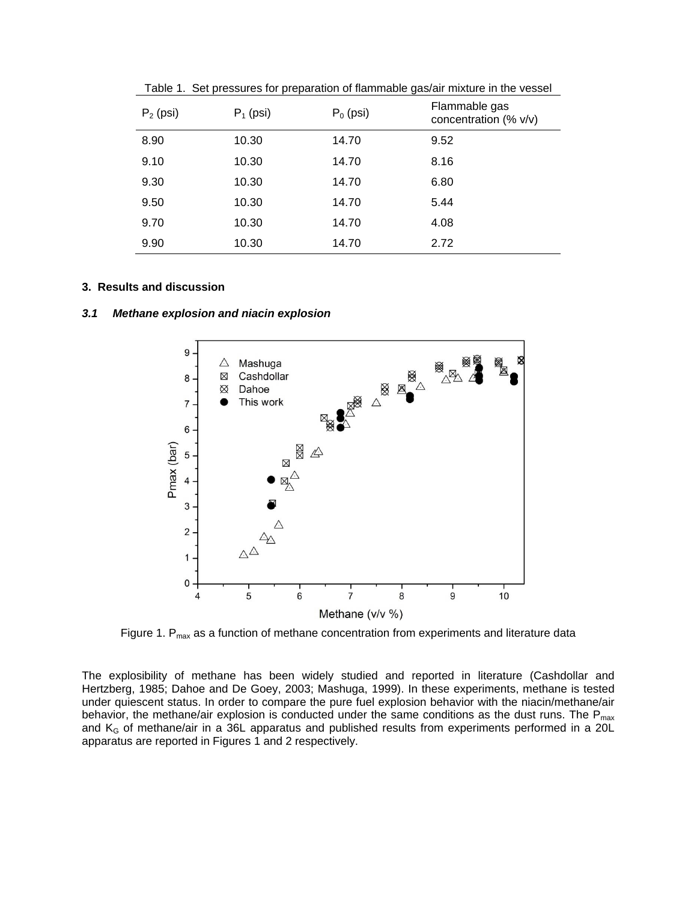Table 1. Set pressures for preparation of flammable gas/air mixture in the vessel

| $P_2$ (psi) | $P_1$ (psi) | $P_0$ (psi) | Flammable gas concentration (% v/v) |
|---|---|---|---|
| 8.90 | 10.30 | 14.70 | 9.52 |
| 9.10 | 10.30 | 14.70 | 8.16 |
| 9.30 | 10.30 | 14.70 | 6.80 |
| 9.50 | 10.30 | 14.70 | 5.44 |
| 9.70 | 10.30 | 14.70 | 4.08 |
| 9.90 | 10.30 | 14.70 | 2.72 |

## 3. Results and discussion

### *3.1 Methane explosion and niacin explosion*

Figure 1. $P_{max}$ as a function of methane concentration from experiments and literature data

The explosibility of methane has been widely studied and reported in literature (Cashdollar and Hertzberg, 1985; Dahoe and De Goey, 2003; Mashuga, 1999). In these experiments, methane is tested under quiescent status. In order to compare the pure fuel explosion behavior with the niacin/methane/air behavior, the methane/air explosion is conducted under the same conditions as the dust runs. The $P_{max}$ and $K_G$ of methane/air in a 36L apparatus and published results from experiments performed in a 20L apparatus are reported in Figures 1 and 2 respectively.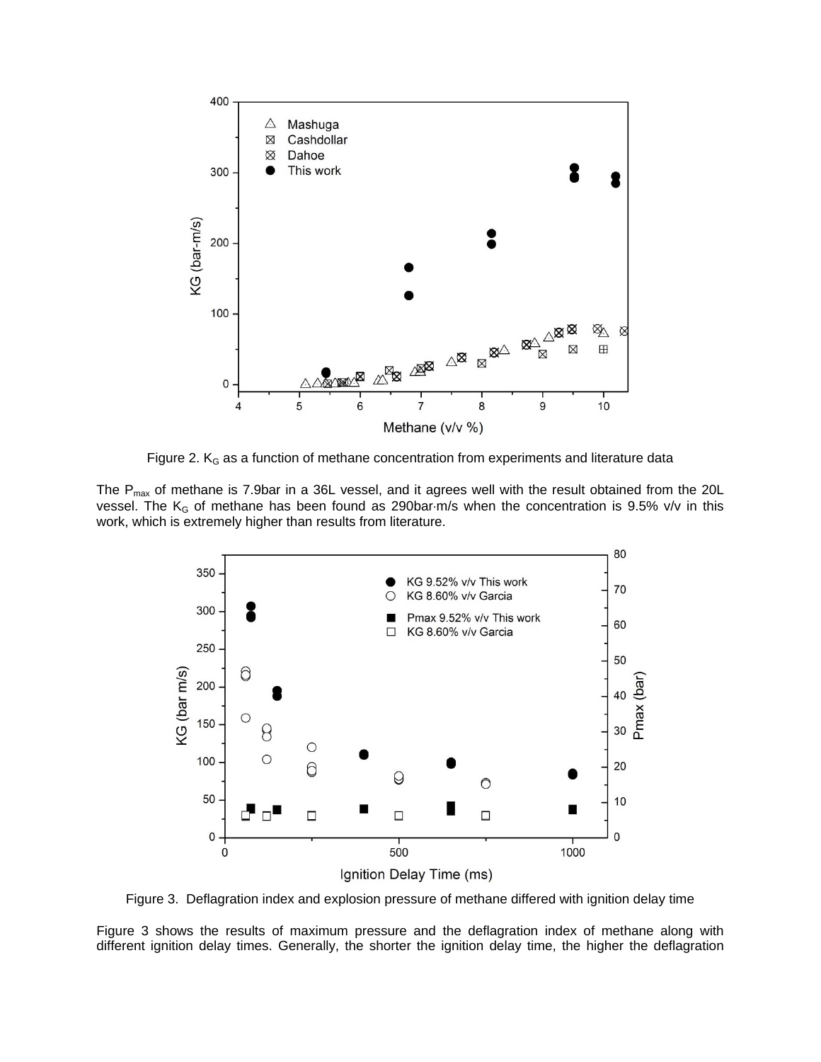Figure 2. $K_G$ as a function of methane concentration from experiments and literature data

The $P_{max}$ of methane is 7.9bar in a 36L vessel, and it agrees well with the result obtained from the 20L vessel. The $K_G$ of methane has been found as 290bar·m/s when the concentration is 9.5% v/v in this work, which is extremely higher than results from literature.

Figure 3. Deflagration index and explosion pressure of methane differed with ignition delay time

Figure 3 shows the results of maximum pressure and the deflagration index of methane along with different ignition delay times. Generally, the shorter the ignition delay time, the higher the deflagration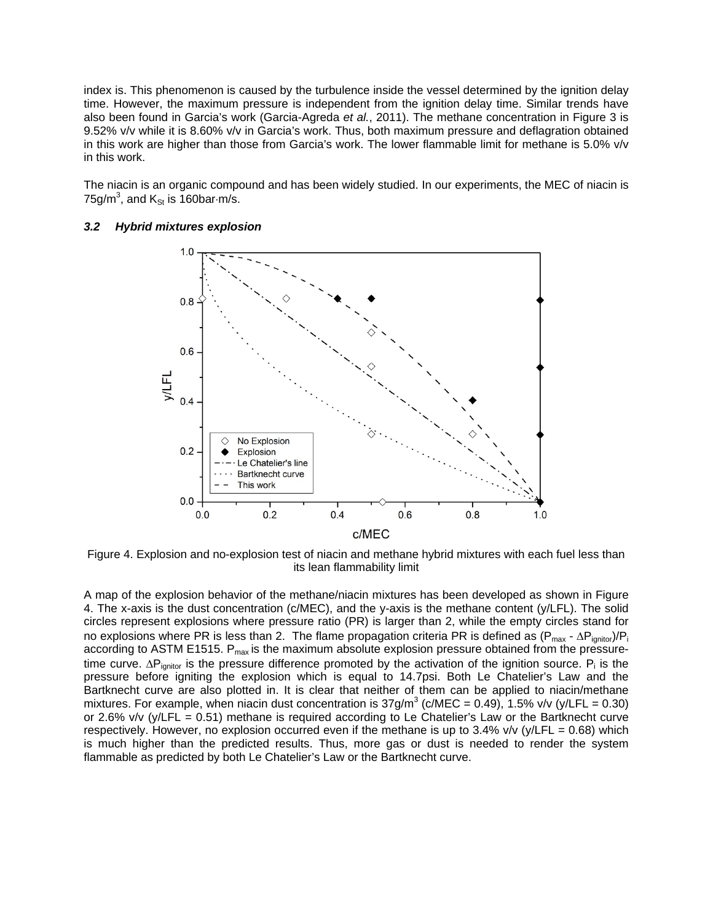index is. This phenomenon is caused by the turbulence inside the vessel determined by the ignition delay time. However, the maximum pressure is independent from the ignition delay time. Similar trends have also been found in Garcia's work (Garcia-Agreda *et al.*, 2011). The methane concentration in Figure 3 is 9.52% v/v while it is 8.60% v/v in Garcia's work. Thus, both maximum pressure and deflagration obtained in this work are higher than those from Garcia's work. The lower flammable limit for methane is 5.0% v/v in this work.

The niacin is an organic compound and has been widely studied. In our experiments, the MEC of niacin is 75g/m$^3$, and $K_{St}$ is 160bar·m/s.

### *3.2 Hybrid mixtures explosion*

Figure 4. Explosion and no-explosion test of niacin and methane hybrid mixtures with each fuel less than its lean flammability limit

A map of the explosion behavior of the methane/niacin mixtures has been developed as shown in Figure 4. The x-axis is the dust concentration (c/MEC), and the y-axis is the methane content (y/LFL). The solid circles represent explosions where pressure ratio (PR) is larger than 2, while the empty circles stand for no explosions where PR is less than 2. The flame propagation criteria PR is defined as ($P_{max}$ - $\Delta P_{ignitor}$)/$P_i$ according to ASTM E1515. $P_{max}$ is the maximum absolute explosion pressure obtained from the pressure-time curve. $\Delta P_{ignitor}$ is the pressure difference promoted by the activation of the ignition source. $P_i$ is the pressure before igniting the explosion which is equal to 14.7psi. Both Le Chatelier's Law and the Bartknecht curve are also plotted in. It is clear that neither of them can be applied to niacin/methane mixtures. For example, when niacin dust concentration is 37g/m$^3$ (c/MEC = 0.49), 1.5% v/v (y/LFL = 0.30) or 2.6% v/v (y/LFL = 0.51) methane is required according to Le Chatelier's Law or the Bartknecht curve respectively. However, no explosion occurred even if the methane is up to 3.4% v/v (y/LFL = 0.68) which is much higher than the predicted results. Thus, more gas or dust is needed to render the system flammable as predicted by both Le Chatelier's Law or the Bartknecht curve.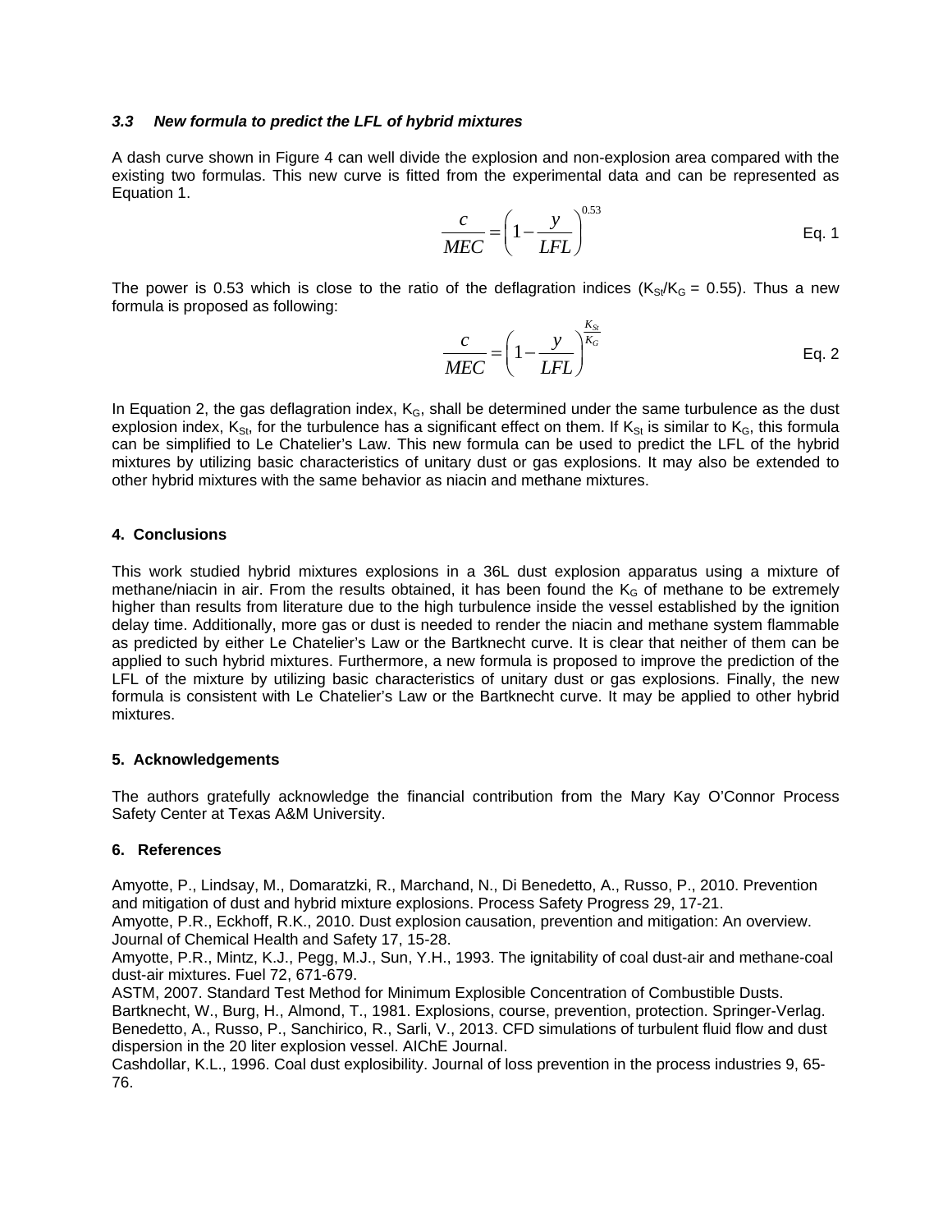### *3.3 New formula to predict the LFL of hybrid mixtures*

A dash curve shown in Figure 4 can well divide the explosion and non-explosion area compared with the existing two formulas. This new curve is fitted from the experimental data and can be represented as Equation 1.

$$\frac{c}{MEC} = \left(1 - \frac{y}{LFL}\right)^{0.53} \quad \text{Eq. 1}$$

The power is 0.53 which is close to the ratio of the deflagration indices ($K_{St}/K_G$ = 0.55). Thus a new formula is proposed as following:

$$\frac{c}{MEC} = \left(1 - \frac{y}{LFL}\right)^{\frac{K_{St}}{K_G}} \quad \text{Eq. 2}$$

In Equation 2, the gas deflagration index, $K_G$, shall be determined under the same turbulence as the dust explosion index, $K_{St}$, for the turbulence has a significant effect on them. If $K_{St}$ is similar to $K_G$, this formula can be simplified to Le Chatelier's Law. This new formula can be used to predict the LFL of the hybrid mixtures by utilizing basic characteristics of unitary dust or gas explosions. It may also be extended to other hybrid mixtures with the same behavior as niacin and methane mixtures.

## 4. Conclusions

This work studied hybrid mixtures explosions in a 36L dust explosion apparatus using a mixture of methane/niacin in air. From the results obtained, it has been found the $K_G$ of methane to be extremely higher than results from literature due to the high turbulence inside the vessel established by the ignition delay time. Additionally, more gas or dust is needed to render the niacin and methane system flammable as predicted by either Le Chatelier's Law or the Bartknecht curve. It is clear that neither of them can be applied to such hybrid mixtures. Furthermore, a new formula is proposed to improve the prediction of the LFL of the mixture by utilizing basic characteristics of unitary dust or gas explosions. Finally, the new formula is consistent with Le Chatelier's Law or the Bartknecht curve. It may be applied to other hybrid mixtures.

## 5. Acknowledgements

The authors gratefully acknowledge the financial contribution from the Mary Kay O'Connor Process Safety Center at Texas A&M University.

## 6. References

Amyotte, P., Lindsay, M., Domaratzki, R., Marchand, N., Di Benedetto, A., Russo, P., 2010. Prevention and mitigation of dust and hybrid mixture explosions. Process Safety Progress 29, 17-21.

Amyotte, P.R., Eckhoff, R.K., 2010. Dust explosion causation, prevention and mitigation: An overview. Journal of Chemical Health and Safety 17, 15-28.

Amyotte, P.R., Mintz, K.J., Pegg, M.J., Sun, Y.H., 1993. The ignitability of coal dust-air and methane-coal dust-air mixtures. Fuel 72, 671-679.

ASTM, 2007. Standard Test Method for Minimum Explosible Concentration of Combustible Dusts.

Bartknecht, W., Burg, H., Almond, T., 1981. Explosions, course, prevention, protection. Springer-Verlag.

Benedetto, A., Russo, P., Sanchirico, R., Sarli, V., 2013. CFD simulations of turbulent fluid flow and dust dispersion in the 20 liter explosion vessel. AIChE Journal.

Cashdollar, K.L., 1996. Coal dust explosibility. Journal of loss prevention in the process industries 9, 65-76.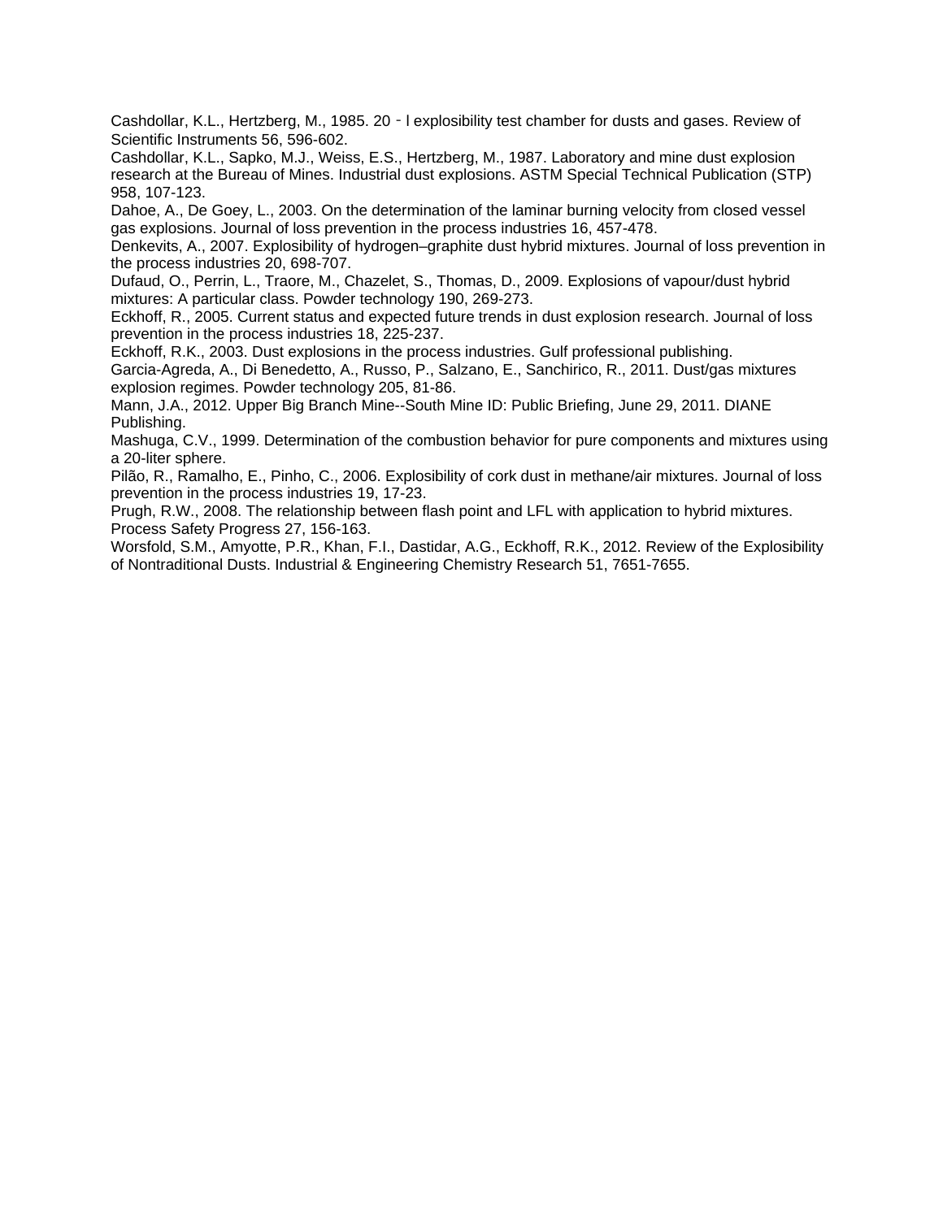Cashdollar, K.L., Hertzberg, M., 1985. 20 - l explosibility test chamber for dusts and gases. Review of Scientific Instruments 56, 596-602.

Cashdollar, K.L., Sapko, M.J., Weiss, E.S., Hertzberg, M., 1987. Laboratory and mine dust explosion research at the Bureau of Mines. Industrial dust explosions. ASTM Special Technical Publication (STP) 958, 107-123.

Dahoe, A., De Goey, L., 2003. On the determination of the laminar burning velocity from closed vessel gas explosions. Journal of loss prevention in the process industries 16, 457-478.

Denkevits, A., 2007. Explosibility of hydrogen–graphite dust hybrid mixtures. Journal of loss prevention in the process industries 20, 698-707.

Dufaud, O., Perrin, L., Traore, M., Chazelet, S., Thomas, D., 2009. Explosions of vapour/dust hybrid mixtures: A particular class. Powder technology 190, 269-273.

Eckhoff, R., 2005. Current status and expected future trends in dust explosion research. Journal of loss prevention in the process industries 18, 225-237.

Eckhoff, R.K., 2003. Dust explosions in the process industries. Gulf professional publishing.

Garcia-Agreda, A., Di Benedetto, A., Russo, P., Salzano, E., Sanchirico, R., 2011. Dust/gas mixtures explosion regimes. Powder technology 205, 81-86.

Mann, J.A., 2012. Upper Big Branch Mine--South Mine ID: Public Briefing, June 29, 2011. DIANE Publishing.

Mashuga, C.V., 1999. Determination of the combustion behavior for pure components and mixtures using a 20-liter sphere.

Pilão, R., Ramalho, E., Pinho, C., 2006. Explosibility of cork dust in methane/air mixtures. Journal of loss prevention in the process industries 19, 17-23.

Prugh, R.W., 2008. The relationship between flash point and LFL with application to hybrid mixtures. Process Safety Progress 27, 156-163.

Worsfold, S.M., Amyotte, P.R., Khan, F.I., Dastidar, A.G., Eckhoff, R.K., 2012. Review of the Explosibility of Nontraditional Dusts. Industrial & Engineering Chemistry Research 51, 7651-7655.